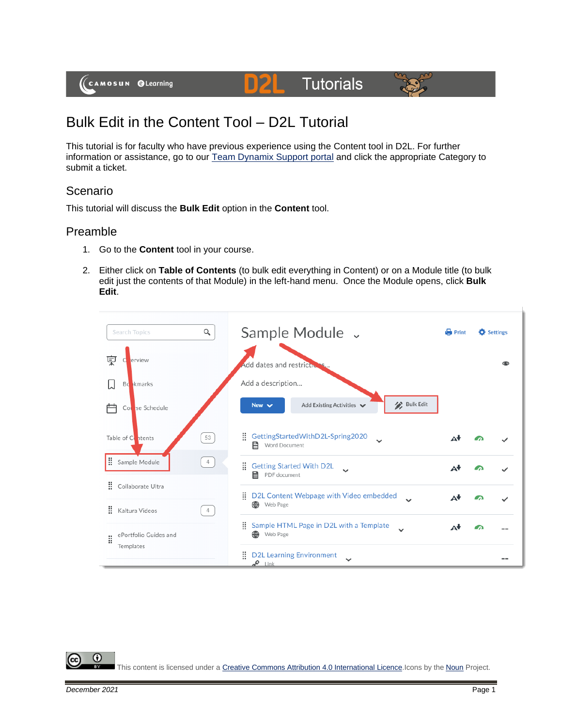# Bulk Edit in the Content Tool – D2L Tutorial

This tutorial is for faculty who have previous experience using the Content tool in D2L. For further information or assistance, go to our Team Dynamix Support portal and click the appropriate Category to submit a ticket.

## Scenario

This tutorial will discuss the **Bulk Edit** option in the **Content** tool.

## Preamble

1. Go to the **Content** tool in your course.
2. Either click on **Table of Contents** (to bulk edit everything in Content) or on a Module title (to bulk edit just the contents of that Module) in the left-hand menu. Once the Module opens, click **Bulk Edit**.

This content is licensed under a Creative Commons Attribution 4.0 International Licence. Icons by the Noun Project.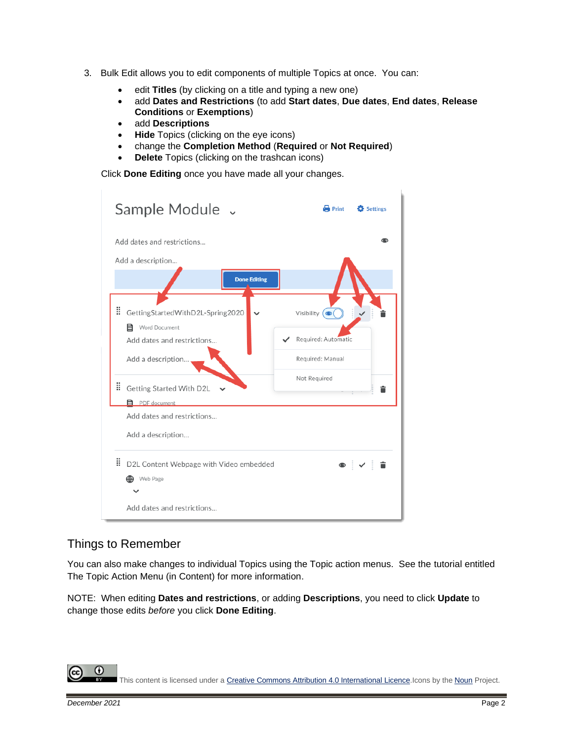3. Bulk Edit allows you to edit components of multiple Topics at once. You can:

   - edit **Titles** (by clicking on a title and typing a new one)
   - add **Dates and Restrictions** (to add **Start dates**, **Due dates**, **End dates**, **Release Conditions** or **Exemptions**)
   - add **Descriptions**
   - **Hide** Topics (clicking on the eye icons)
   - change the **Completion Method** (**Required** or **Not Required**)
   - **Delete** Topics (clicking on the trashcan icons)

   Click **Done Editing** once you have made all your changes.

## Things to Remember

You can also make changes to individual Topics using the Topic action menus. See the tutorial entitled The Topic Action Menu (in Content) for more information.

NOTE: When editing **Dates and restrictions**, or adding **Descriptions**, you need to click **Update** to change those edits *before* you click **Done Editing**.

This content is licensed under a [Creative Commons Attribution 4.0 International Licence](). Icons by the [Noun]() Project.

*December 2021*